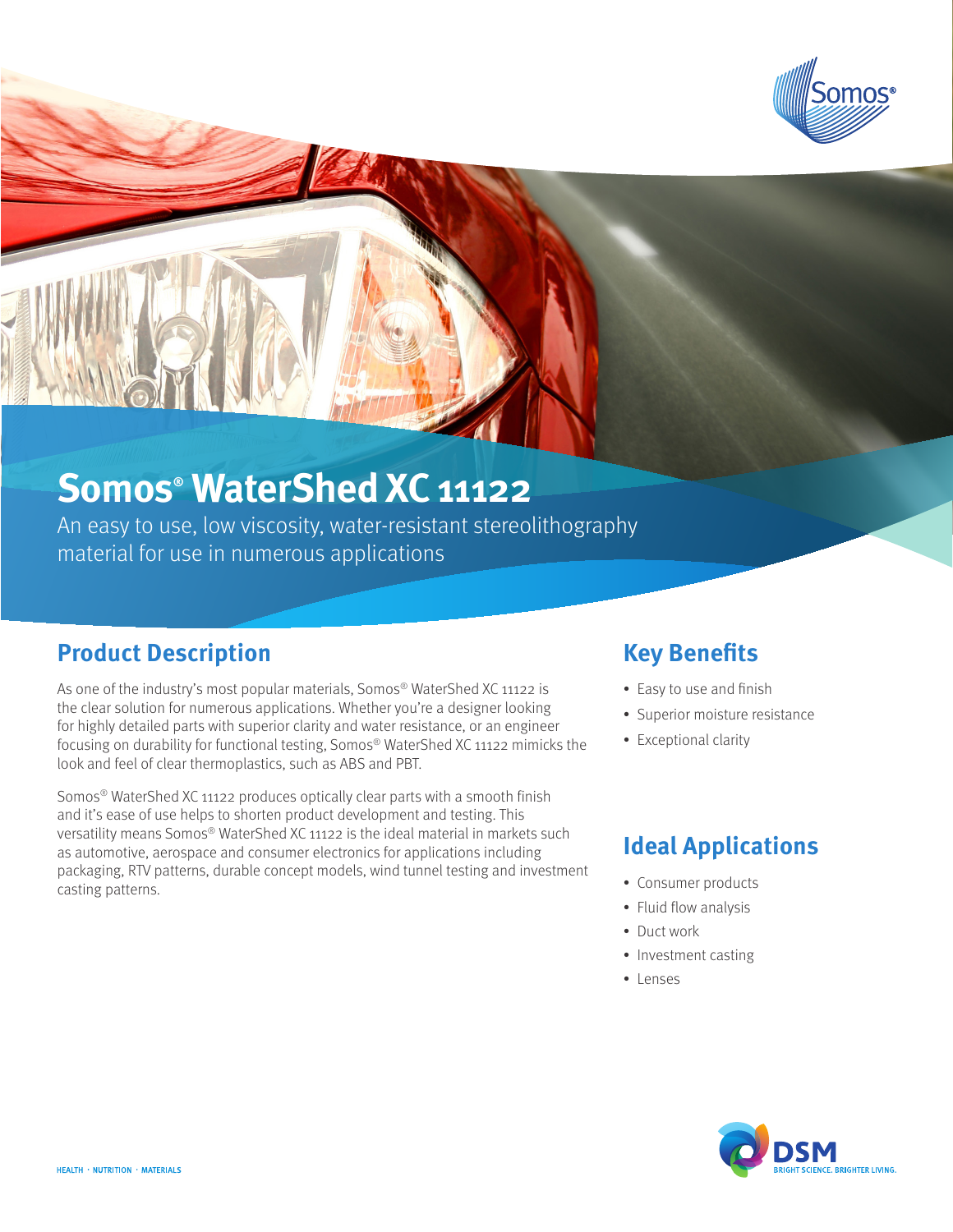# Somos® WaterShed XC 11122

An easy to use, low viscosity, water-resistant stereolithography material for use in numerous applications

## Product Description

As one of the industry's most popular materials, Somos® WaterShed XC 11122 is the clear solution for numerous applications. Whether you're a designer looking for highly detailed parts with superior clarity and water resistance, or an engineer focusing on durability for functional testing, Somos® WaterShed XC 11122 mimicks the look and feel of clear thermoplastics, such as ABS and PBT.

Somos® WaterShed XC 11122 produces optically clear parts with a smooth finish and it's ease of use helps to shorten product development and testing. This versatility means Somos® WaterShed XC 11122 is the ideal material in markets such as automotive, aerospace and consumer electronics for applications including packaging, RTV patterns, durable concept models, wind tunnel testing and investment casting patterns.

## Key Benefits

- Easy to use and finish
- Superior moisture resistance
- Exceptional clarity

## Ideal Applications

- Consumer products
- Fluid flow analysis
- Duct work
- Investment casting
- Lenses

HEALTH · NUTRITION · MATERIALS

DSM BRIGHT SCIENCE. BRIGHTER LIVING.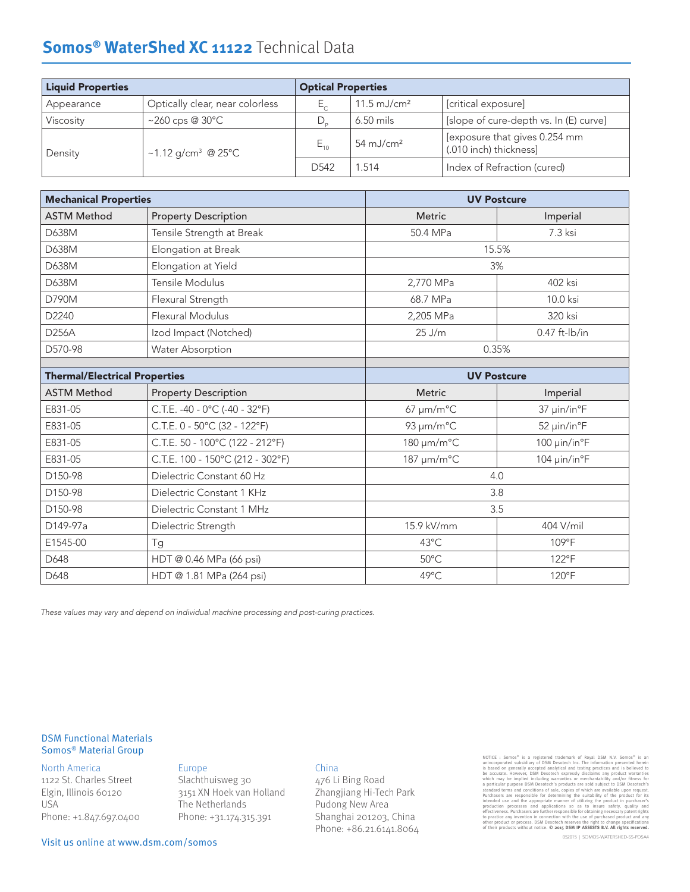# Somos® WaterShed XC 11122 Technical Data

| Liquid Properties | | Optical Properties | | |
|---|---|---|---|---|
| Appearance | Optically clear, near colorless | $E_C$ | 11.5 mJ/cm² | [critical exposure] |
| Viscosity | ~260 cps @ 30°C | $D_P$ | 6.50 mils | [slope of cure-depth vs. ln (E) curve] |
| Density | ~1.12 g/cm³ @ 25°C | $E_{10}$ | 54 mJ/cm² | [exposure that gives 0.254 mm (.010 inch) thickness] |
| | | D542 | 1.514 | Index of Refraction (cured) |

| Mechanical Properties | | UV Postcure | |
|---|---|---|---|
| ASTM Method | Property Description | Metric | Imperial |
| D638M | Tensile Strength at Break | 50.4 MPa | 7.3 ksi |
| D638M | Elongation at Break | 15.5% | |
| D638M | Elongation at Yield | 3% | |
| D638M | Tensile Modulus | 2,770 MPa | 402 ksi |
| D790M | Flexural Strength | 68.7 MPa | 10.0 ksi |
| D2240 | Flexural Modulus | 2,205 MPa | 320 ksi |
| D256A | Izod Impact (Notched) | 25 J/m | 0.47 ft-lb/in |
| D570-98 | Water Absorption | 0.35% | |

| Thermal/Electrical Properties | | UV Postcure | |
|---|---|---|---|
| ASTM Method | Property Description | Metric | Imperial |
| E831-05 | C.T.E. -40 - 0°C (-40 - 32°F) | 67 μm/m°C | 37 μin/in°F |
| E831-05 | C.T.E. 0 - 50°C (32 - 122°F) | 93 μm/m°C | 52 μin/in°F |
| E831-05 | C.T.E. 50 - 100°C (122 - 212°F) | 180 μm/m°C | 100 μin/in°F |
| E831-05 | C.T.E. 100 - 150°C (212 - 302°F) | 187 μm/m°C | 104 μin/in°F |
| D150-98 | Dielectric Constant 60 Hz | 4.0 | |
| D150-98 | Dielectric Constant 1 KHz | 3.8 | |
| D150-98 | Dielectric Constant 1 MHz | 3.5 | |
| D149-97a | Dielectric Strength | 15.9 kV/mm | 404 V/mil |
| E1545-00 | Tg | 43°C | 109°F |
| D648 | HDT @ 0.46 MPa (66 psi) | 50°C | 122°F |
| D648 | HDT @ 1.81 MPa (264 psi) | 49°C | 120°F |

*These values may vary and depend on individual machine processing and post-curing practices.*

DSM Functional Materials
Somos® Material Group

North America
1122 St. Charles Street
Elgin, Illinois 60120
USA
Phone: +1.847.697.0400

Europe
Slachthuisweg 30
3151 XN Hoek van Holland
The Netherlands
Phone: +31.174.315.391

China
476 Li Bing Road
Zhangjiang Hi-Tech Park
Pudong New Area
Shanghai 201203, China
Phone: +86.21.6141.8064

Visit us online at www.dsm.com/somos

NOTICE : Somos® is a registered trademark of Royal DSM N.V. Somos® is an unincorporated subsidiary of DSM Desotech Inc. The information presented herein is based on generally accepted analytical and testing practices and is believed to be accurate. However, DSM Desotech expressly disclaims any product warranties which may be implied including warranties or merchantability and/or fitness for a particular purpose DSM Desotech's products are sold subject to DSM Desotech's standard terms and conditions of sale, copies of which are available upon request. Purchasers are responsible for determining the suitability of the product for its intended use and the appropriate manner of utilizing the product in purchaser's production processes and applications so as to insure safety, quality and effectiveness. Purchasers are further responsible for obtaining necessary patent rights to practice any invention in connection with the use of purchased product and any other product or process. DSM Desotech reserves the right to change specifications of their products without notice. **© 2015 DSM IP ASSESTS B.V. All rights reserved.**

052015 | SOMOS-WATERSHED-SS-PDSA4